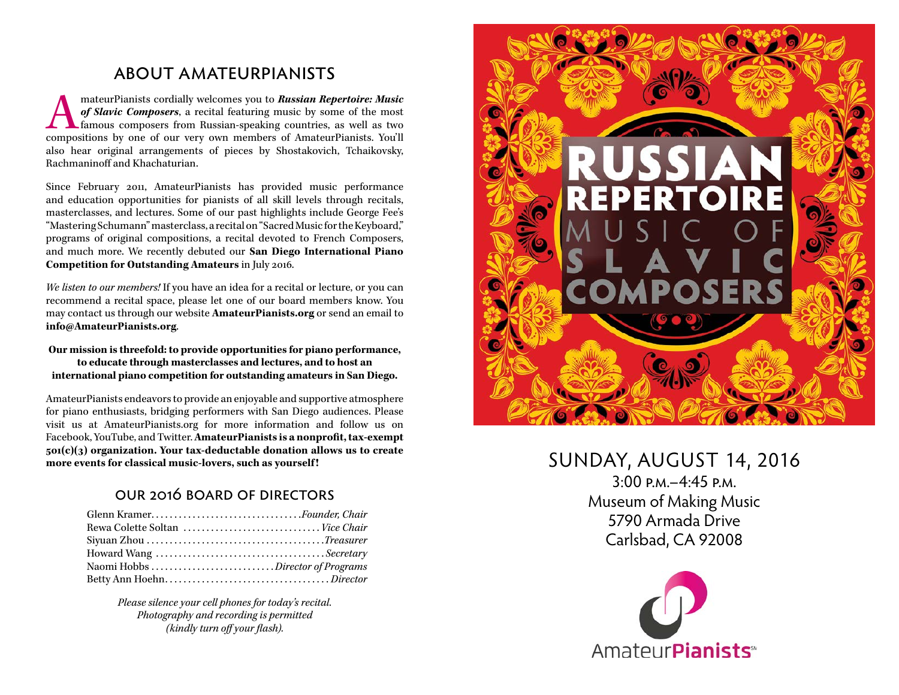## ABOUT AMATEURPIANISTS

AmateurPianists cordially welcomes you to ***Russian Repertoire: Music of Slavic Composers***, a recital featuring music by some of the most famous composers from Russian-speaking countries, as well as two compositions by one of our very own members of AmateurPianists. You'll also hear original arrangements of pieces by Shostakovich, Tchaikovsky, Rachmaninoff and Khachaturian.

Since February 2011, AmateurPianists has provided music performance and education opportunities for pianists of all skill levels through recitals, masterclasses, and lectures. Some of our past highlights include George Fee's "Mastering Schumann" masterclass, a recital on "Sacred Music for the Keyboard," programs of original compositions, a recital devoted to French Composers, and much more. We recently debuted our **San Diego International Piano Competition for Outstanding Amateurs** in July 2016.

*We listen to our members!* If you have an idea for a recital or lecture, or you can recommend a recital space, please let one of our board members know. You may contact us through our website **AmateurPianists.org** or send an email to **info@AmateurPianists.org**.

**Our mission is threefold: to provide opportunities for piano performance, to educate through masterclasses and lectures, and to host an international piano competition for outstanding amateurs in San Diego.**

AmateurPianists endeavors to provide an enjoyable and supportive atmosphere for piano enthusiasts, bridging performers with San Diego audiences. Please visit us at AmateurPianists.org for more information and follow us on Facebook, YouTube, and Twitter. **AmateurPianists is a nonprofit, tax-exempt 501(c)(3) organization. Your tax-deductable donation allows us to create more events for classical music-lovers, such as yourself!**

### OUR 2016 BOARD OF DIRECTORS

Glenn Kramer.................................*Founder, Chair*
Rewa Colette Soltan ..............................*Vice Chair*
Siyuan Zhou.......................................*Treasurer*
Howard Wang .....................................*Secretary*
Naomi Hobbs ..........................*Director of Programs*
Betty Ann Hoehn....................................*Director*

*Please silence your cell phones for today's recital.*
*Photography and recording is permitted*
*(kindly turn off your flash).*

# RUSSIAN REPERTOIRE
# MUSIC OF SLAVIC COMPOSERS

## SUNDAY, AUGUST 14, 2016

3:00 P.M.–4:45 P.M.
Museum of Making Music
5790 Armada Drive
Carlsbad, CA 92008

AmateurPianists℠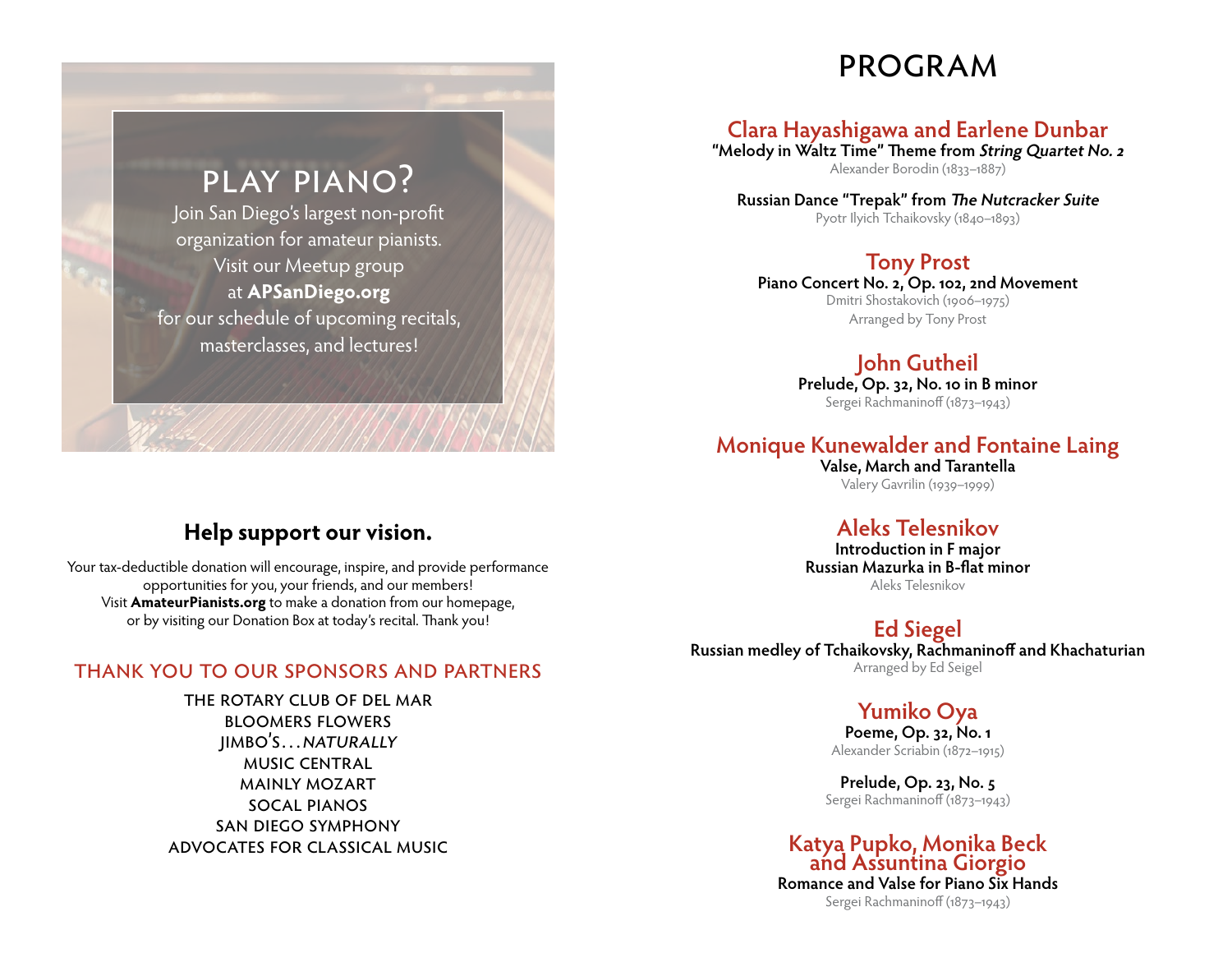## PLAY PIANO?

Join San Diego's largest non-profit organization for amateur pianists. Visit our Meetup group at **APSanDiego.org** for our schedule of upcoming recitals, masterclasses, and lectures!

## Help support our vision.

Your tax-deductible donation will encourage, inspire, and provide performance opportunities for you, your friends, and our members! Visit **AmateurPianists.org** to make a donation from our homepage, or by visiting our Donation Box at today's recital. Thank you!

## THANK YOU TO OUR SPONSORS AND PARTNERS

THE ROTARY CLUB OF DEL MAR
BLOOMERS FLOWERS
JIMBO'S…*NATURALLY*
MUSIC CENTRAL
MAINLY MOZART
SOCAL PIANOS
SAN DIEGO SYMPHONY
ADVOCATES FOR CLASSICAL MUSIC

# PROGRAM

### Clara Hayashigawa and Earlene Dunbar

**"Melody in Waltz Time" Theme from *String Quartet No. 2***
Alexander Borodin (1833–1887)

**Russian Dance "Trepak" from *The Nutcracker Suite***
Pyotr Ilyich Tchaikovsky (1840–1893)

### Tony Prost

**Piano Concert No. 2, Op. 102, 2nd Movement**
Dmitri Shostakovich (1906–1975)
Arranged by Tony Prost

### John Gutheil

**Prelude, Op. 32, No. 10 in B minor**
Sergei Rachmaninoff (1873–1943)

### Monique Kunewalder and Fontaine Laing

**Valse, March and Tarantella**
Valery Gavrilin (1939–1999)

### Aleks Telesnikov

**Introduction in F major**
**Russian Mazurka in B-flat minor**
Aleks Telesnikov

### Ed Siegel

**Russian medley of Tchaikovsky, Rachmaninoff and Khachaturian**
Arranged by Ed Seigel

### Yumiko Oya

**Poeme, Op. 32, No. 1**
Alexander Scriabin (1872–1915)

**Prelude, Op. 23, No. 5**
Sergei Rachmaninoff (1873–1943)

### Katya Pupko, Monika Beck and Assuntina Giorgio

**Romance and Valse for Piano Six Hands**
Sergei Rachmaninoff (1873–1943)